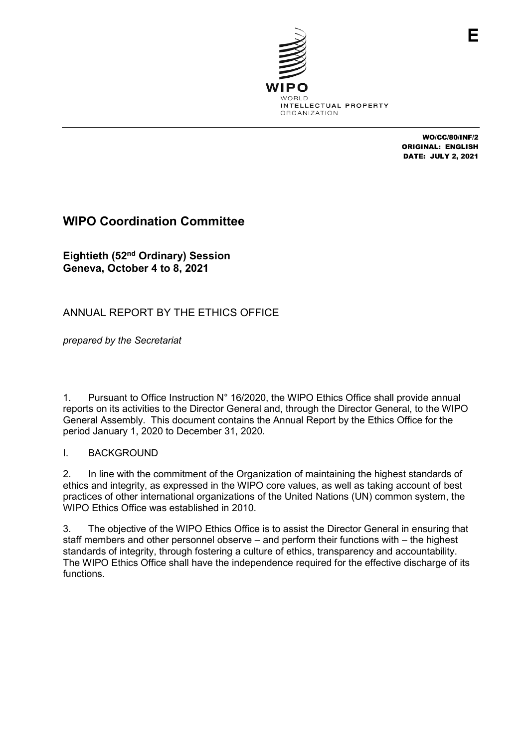E

WO/CC/80/INF/2
ORIGINAL: ENGLISH
DATE: JULY 2, 2021

# WIPO Coordination Committee

**Eightieth (52nd Ordinary) Session**
**Geneva, October 4 to 8, 2021**

## ANNUAL REPORT BY THE ETHICS OFFICE

*prepared by the Secretariat*

1. Pursuant to Office Instruction N° 16/2020, the WIPO Ethics Office shall provide annual reports on its activities to the Director General and, through the Director General, to the WIPO General Assembly. This document contains the Annual Report by the Ethics Office for the period January 1, 2020 to December 31, 2020.

## I. BACKGROUND

2. In line with the commitment of the Organization of maintaining the highest standards of ethics and integrity, as expressed in the WIPO core values, as well as taking account of best practices of other international organizations of the United Nations (UN) common system, the WIPO Ethics Office was established in 2010.

3. The objective of the WIPO Ethics Office is to assist the Director General in ensuring that staff members and other personnel observe – and perform their functions with – the highest standards of integrity, through fostering a culture of ethics, transparency and accountability. The WIPO Ethics Office shall have the independence required for the effective discharge of its functions.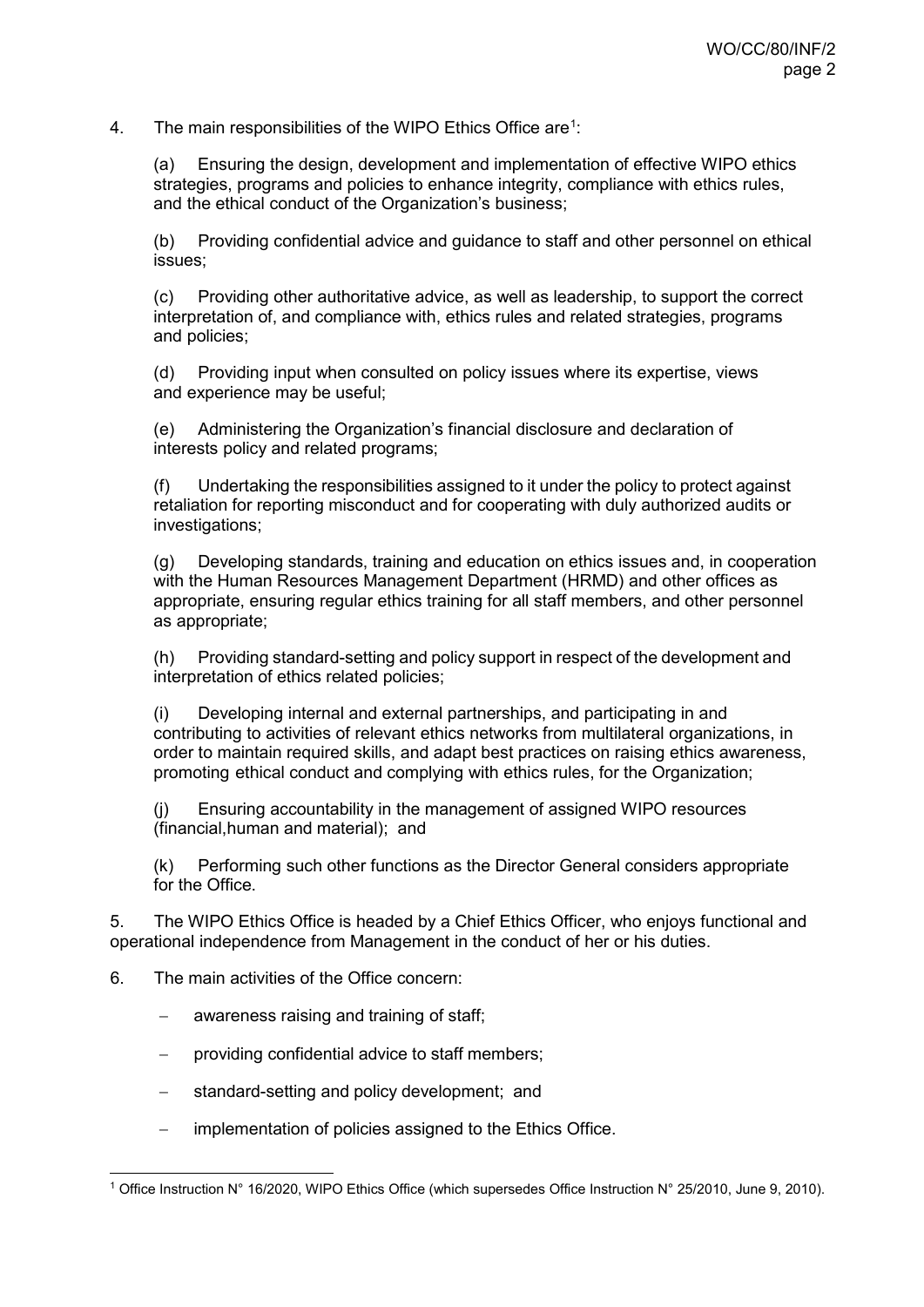4. The main responsibilities of the WIPO Ethics Office are[1]:

(a) Ensuring the design, development and implementation of effective WIPO ethics strategies, programs and policies to enhance integrity, compliance with ethics rules, and the ethical conduct of the Organization's business;

(b) Providing confidential advice and guidance to staff and other personnel on ethical issues;

(c) Providing other authoritative advice, as well as leadership, to support the correct interpretation of, and compliance with, ethics rules and related strategies, programs and policies;

(d) Providing input when consulted on policy issues where its expertise, views and experience may be useful;

(e) Administering the Organization's financial disclosure and declaration of interests policy and related programs;

(f) Undertaking the responsibilities assigned to it under the policy to protect against retaliation for reporting misconduct and for cooperating with duly authorized audits or investigations;

(g) Developing standards, training and education on ethics issues and, in cooperation with the Human Resources Management Department (HRMD) and other offices as appropriate, ensuring regular ethics training for all staff members, and other personnel as appropriate;

(h) Providing standard-setting and policy support in respect of the development and interpretation of ethics related policies;

(i) Developing internal and external partnerships, and participating in and contributing to activities of relevant ethics networks from multilateral organizations, in order to maintain required skills, and adapt best practices on raising ethics awareness, promoting ethical conduct and complying with ethics rules, for the Organization;

(j) Ensuring accountability in the management of assigned WIPO resources (financial,human and material); and

(k) Performing such other functions as the Director General considers appropriate for the Office.

5. The WIPO Ethics Office is headed by a Chief Ethics Officer, who enjoys functional and operational independence from Management in the conduct of her or his duties.

6. The main activities of the Office concern:

- awareness raising and training of staff;
- providing confidential advice to staff members;
- standard-setting and policy development; and
- implementation of policies assigned to the Ethics Office.

[1] Office Instruction N° 16/2020, WIPO Ethics Office (which supersedes Office Instruction N° 25/2010, June 9, 2010).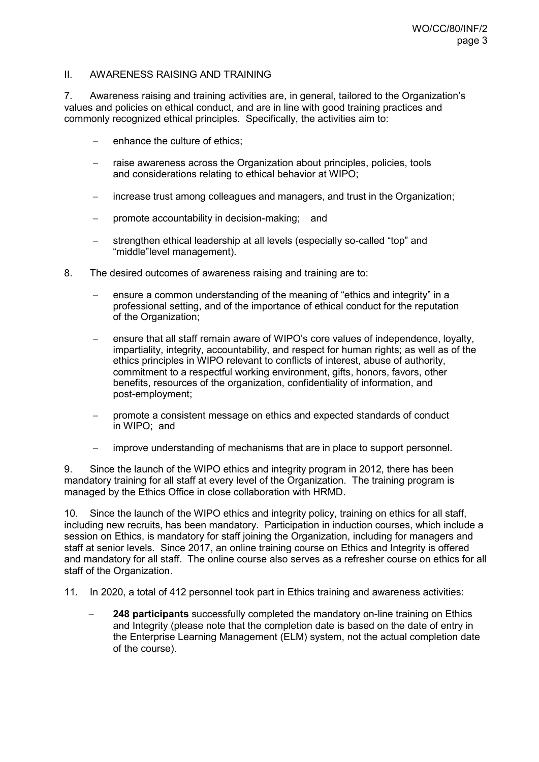## II. AWARENESS RAISING AND TRAINING

7. Awareness raising and training activities are, in general, tailored to the Organization's values and policies on ethical conduct, and are in line with good training practices and commonly recognized ethical principles. Specifically, the activities aim to:

- enhance the culture of ethics;
- raise awareness across the Organization about principles, policies, tools and considerations relating to ethical behavior at WIPO;
- increase trust among colleagues and managers, and trust in the Organization;
- promote accountability in decision-making; and
- strengthen ethical leadership at all levels (especially so-called "top" and "middle"level management).

8. The desired outcomes of awareness raising and training are to:

- ensure a common understanding of the meaning of "ethics and integrity" in a professional setting, and of the importance of ethical conduct for the reputation of the Organization;
- ensure that all staff remain aware of WIPO's core values of independence, loyalty, impartiality, integrity, accountability, and respect for human rights; as well as of the ethics principles in WIPO relevant to conflicts of interest, abuse of authority, commitment to a respectful working environment, gifts, honors, favors, other benefits, resources of the organization, confidentiality of information, and post-employment;
- promote a consistent message on ethics and expected standards of conduct in WIPO; and
- improve understanding of mechanisms that are in place to support personnel.

9. Since the launch of the WIPO ethics and integrity program in 2012, there has been mandatory training for all staff at every level of the Organization. The training program is managed by the Ethics Office in close collaboration with HRMD.

10. Since the launch of the WIPO ethics and integrity policy, training on ethics for all staff, including new recruits, has been mandatory. Participation in induction courses, which include a session on Ethics, is mandatory for staff joining the Organization, including for managers and staff at senior levels. Since 2017, an online training course on Ethics and Integrity is offered and mandatory for all staff. The online course also serves as a refresher course on ethics for all staff of the Organization.

11. In 2020, a total of 412 personnel took part in Ethics training and awareness activities:

- **248 participants** successfully completed the mandatory on-line training on Ethics and Integrity (please note that the completion date is based on the date of entry in the Enterprise Learning Management (ELM) system, not the actual completion date of the course).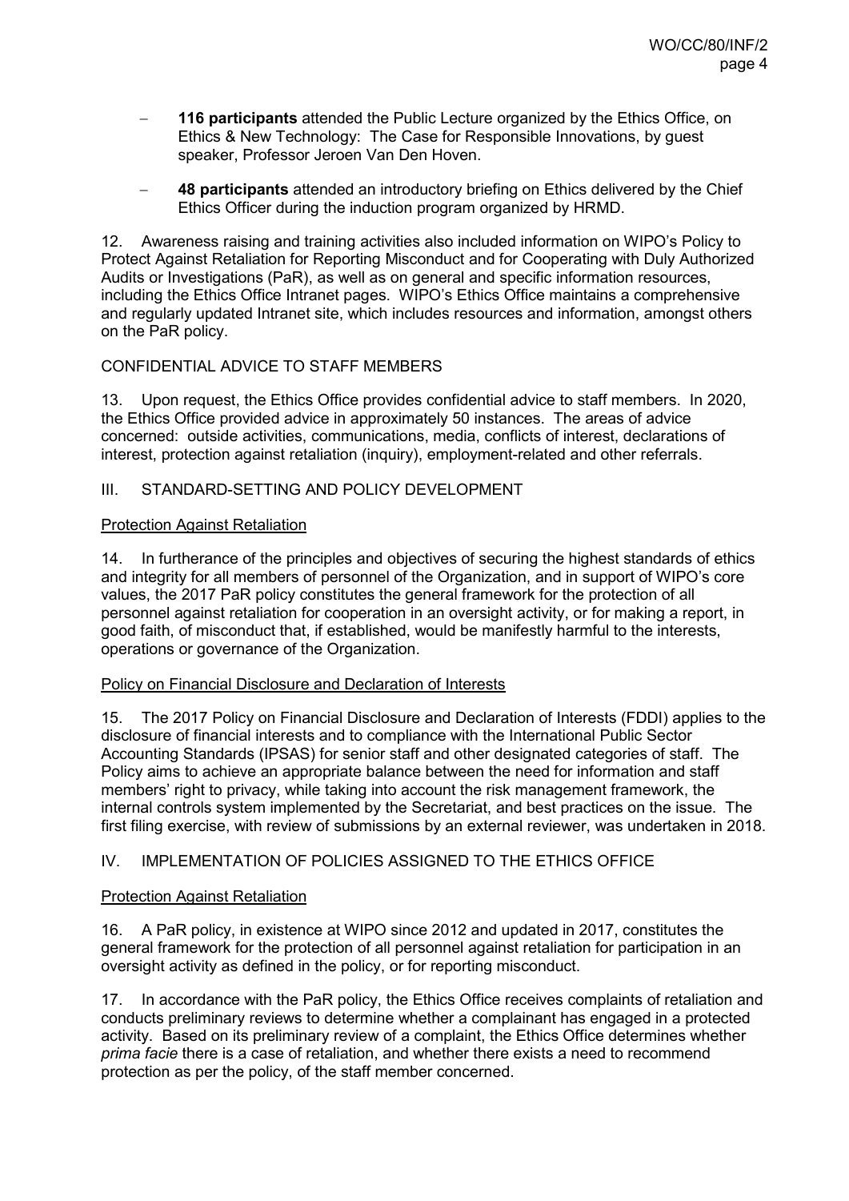- **116 participants** attended the Public Lecture organized by the Ethics Office, on Ethics & New Technology: The Case for Responsible Innovations, by guest speaker, Professor Jeroen Van Den Hoven.

- **48 participants** attended an introductory briefing on Ethics delivered by the Chief Ethics Officer during the induction program organized by HRMD.

12. Awareness raising and training activities also included information on WIPO's Policy to Protect Against Retaliation for Reporting Misconduct and for Cooperating with Duly Authorized Audits or Investigations (PaR), as well as on general and specific information resources, including the Ethics Office Intranet pages. WIPO's Ethics Office maintains a comprehensive and regularly updated Intranet site, which includes resources and information, amongst others on the PaR policy.

## CONFIDENTIAL ADVICE TO STAFF MEMBERS

13. Upon request, the Ethics Office provides confidential advice to staff members. In 2020, the Ethics Office provided advice in approximately 50 instances. The areas of advice concerned: outside activities, communications, media, conflicts of interest, declarations of interest, protection against retaliation (inquiry), employment-related and other referrals.

## III. STANDARD-SETTING AND POLICY DEVELOPMENT

### Protection Against Retaliation

14. In furtherance of the principles and objectives of securing the highest standards of ethics and integrity for all members of personnel of the Organization, and in support of WIPO's core values, the 2017 PaR policy constitutes the general framework for the protection of all personnel against retaliation for cooperation in an oversight activity, or for making a report, in good faith, of misconduct that, if established, would be manifestly harmful to the interests, operations or governance of the Organization.

### Policy on Financial Disclosure and Declaration of Interests

15. The 2017 Policy on Financial Disclosure and Declaration of Interests (FDDI) applies to the disclosure of financial interests and to compliance with the International Public Sector Accounting Standards (IPSAS) for senior staff and other designated categories of staff. The Policy aims to achieve an appropriate balance between the need for information and staff members' right to privacy, while taking into account the risk management framework, the internal controls system implemented by the Secretariat, and best practices on the issue. The first filing exercise, with review of submissions by an external reviewer, was undertaken in 2018.

## IV. IMPLEMENTATION OF POLICIES ASSIGNED TO THE ETHICS OFFICE

### Protection Against Retaliation

16. A PaR policy, in existence at WIPO since 2012 and updated in 2017, constitutes the general framework for the protection of all personnel against retaliation for participation in an oversight activity as defined in the policy, or for reporting misconduct.

17. In accordance with the PaR policy, the Ethics Office receives complaints of retaliation and conducts preliminary reviews to determine whether a complainant has engaged in a protected activity. Based on its preliminary review of a complaint, the Ethics Office determines whether *prima facie* there is a case of retaliation, and whether there exists a need to recommend protection as per the policy, of the staff member concerned.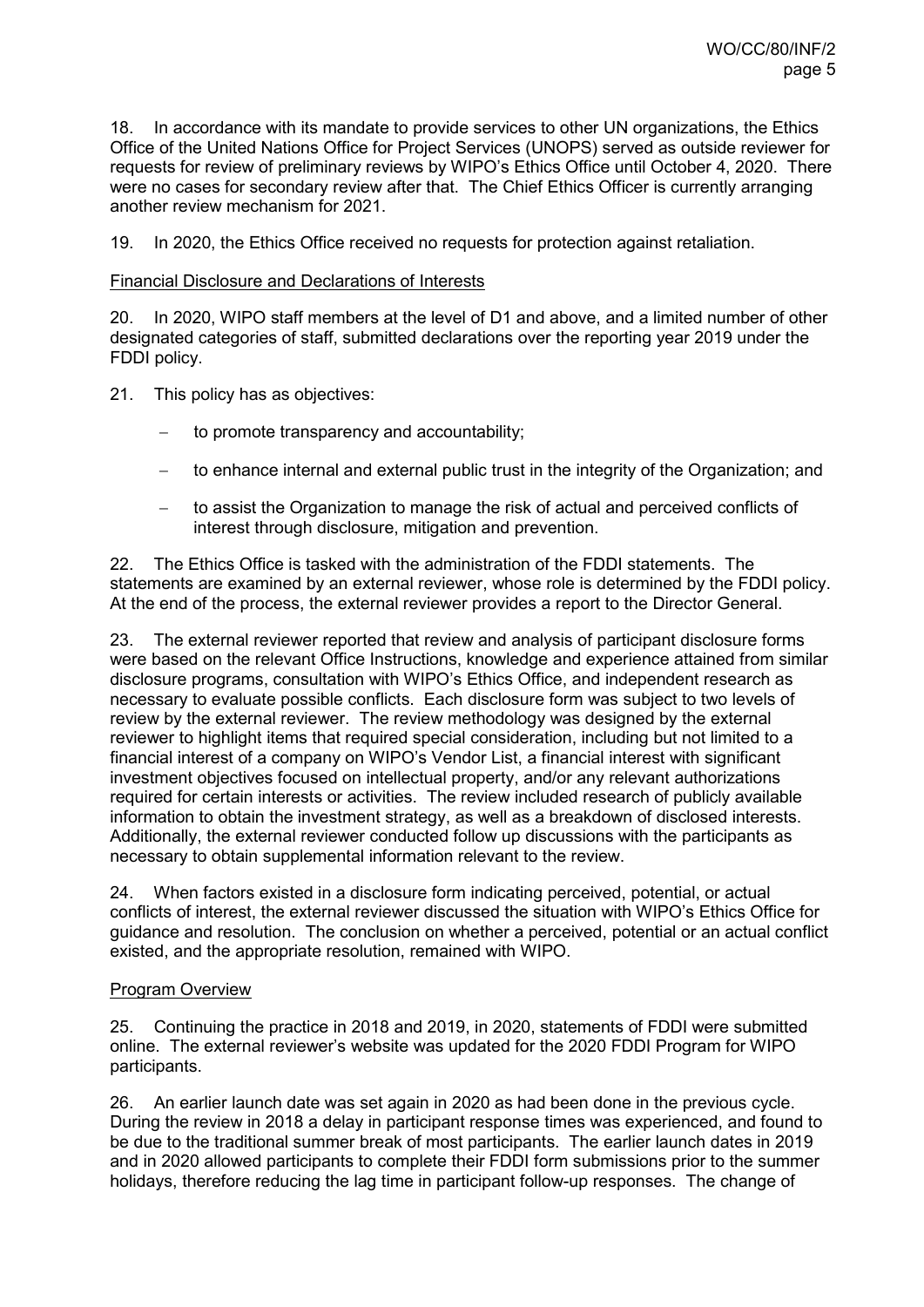18. In accordance with its mandate to provide services to other UN organizations, the Ethics Office of the United Nations Office for Project Services (UNOPS) served as outside reviewer for requests for review of preliminary reviews by WIPO's Ethics Office until October 4, 2020. There were no cases for secondary review after that. The Chief Ethics Officer is currently arranging another review mechanism for 2021.

19. In 2020, the Ethics Office received no requests for protection against retaliation.

Financial Disclosure and Declarations of Interests

20. In 2020, WIPO staff members at the level of D1 and above, and a limited number of other designated categories of staff, submitted declarations over the reporting year 2019 under the FDDI policy.

21. This policy has as objectives:

- to promote transparency and accountability;
- to enhance internal and external public trust in the integrity of the Organization; and
- to assist the Organization to manage the risk of actual and perceived conflicts of interest through disclosure, mitigation and prevention.

22. The Ethics Office is tasked with the administration of the FDDI statements. The statements are examined by an external reviewer, whose role is determined by the FDDI policy. At the end of the process, the external reviewer provides a report to the Director General.

23. The external reviewer reported that review and analysis of participant disclosure forms were based on the relevant Office Instructions, knowledge and experience attained from similar disclosure programs, consultation with WIPO's Ethics Office, and independent research as necessary to evaluate possible conflicts. Each disclosure form was subject to two levels of review by the external reviewer. The review methodology was designed by the external reviewer to highlight items that required special consideration, including but not limited to a financial interest of a company on WIPO's Vendor List, a financial interest with significant investment objectives focused on intellectual property, and/or any relevant authorizations required for certain interests or activities. The review included research of publicly available information to obtain the investment strategy, as well as a breakdown of disclosed interests. Additionally, the external reviewer conducted follow up discussions with the participants as necessary to obtain supplemental information relevant to the review.

24. When factors existed in a disclosure form indicating perceived, potential, or actual conflicts of interest, the external reviewer discussed the situation with WIPO's Ethics Office for guidance and resolution. The conclusion on whether a perceived, potential or an actual conflict existed, and the appropriate resolution, remained with WIPO.

Program Overview

25. Continuing the practice in 2018 and 2019, in 2020, statements of FDDI were submitted online. The external reviewer's website was updated for the 2020 FDDI Program for WIPO participants.

26. An earlier launch date was set again in 2020 as had been done in the previous cycle. During the review in 2018 a delay in participant response times was experienced, and found to be due to the traditional summer break of most participants. The earlier launch dates in 2019 and in 2020 allowed participants to complete their FDDI form submissions prior to the summer holidays, therefore reducing the lag time in participant follow-up responses. The change of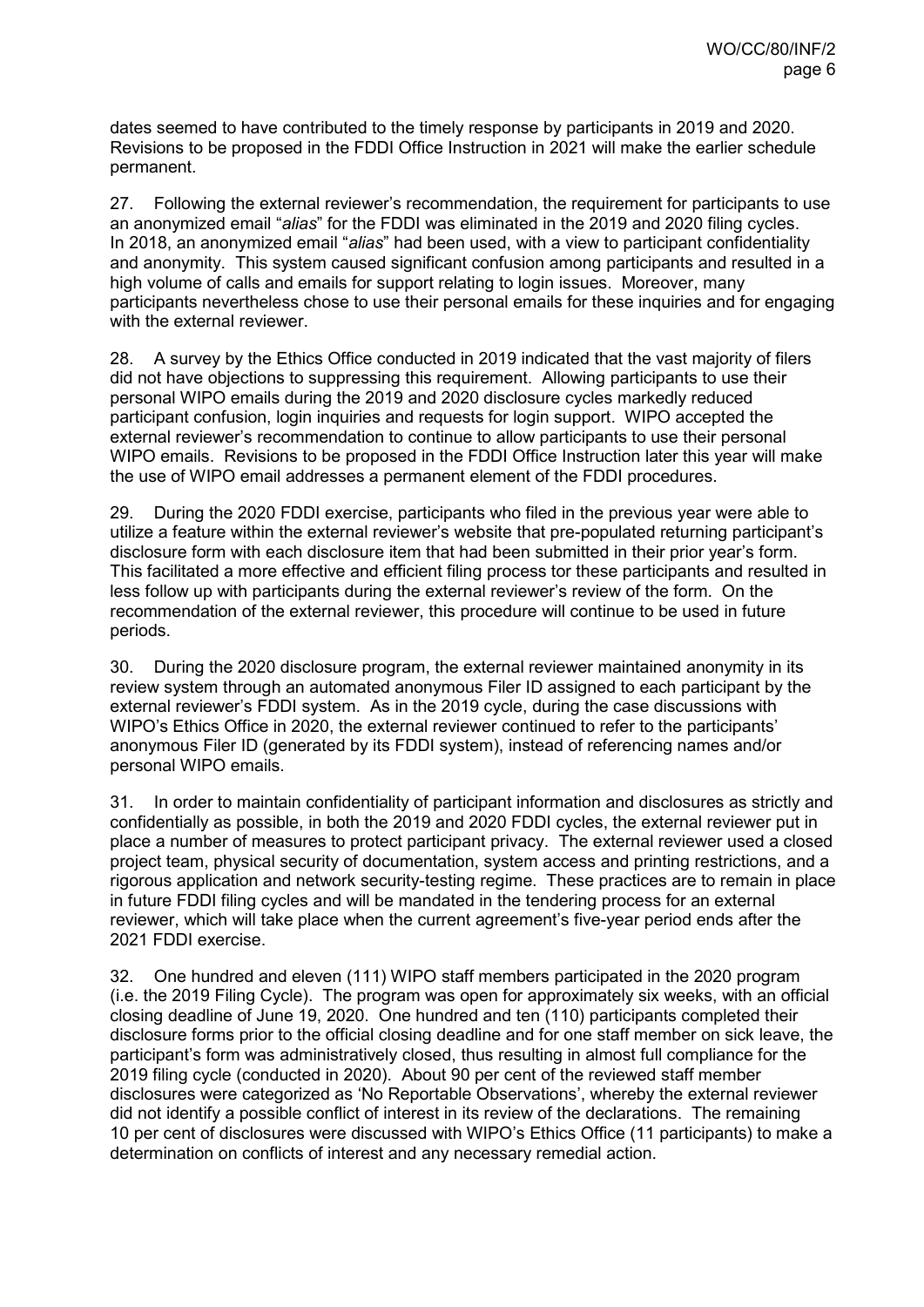dates seemed to have contributed to the timely response by participants in 2019 and 2020. Revisions to be proposed in the FDDI Office Instruction in 2021 will make the earlier schedule permanent.

27. Following the external reviewer's recommendation, the requirement for participants to use an anonymized email "*alias*" for the FDDI was eliminated in the 2019 and 2020 filing cycles. In 2018, an anonymized email "*alias*" had been used, with a view to participant confidentiality and anonymity. This system caused significant confusion among participants and resulted in a high volume of calls and emails for support relating to login issues. Moreover, many participants nevertheless chose to use their personal emails for these inquiries and for engaging with the external reviewer.

28. A survey by the Ethics Office conducted in 2019 indicated that the vast majority of filers did not have objections to suppressing this requirement. Allowing participants to use their personal WIPO emails during the 2019 and 2020 disclosure cycles markedly reduced participant confusion, login inquiries and requests for login support. WIPO accepted the external reviewer's recommendation to continue to allow participants to use their personal WIPO emails. Revisions to be proposed in the FDDI Office Instruction later this year will make the use of WIPO email addresses a permanent element of the FDDI procedures.

29. During the 2020 FDDI exercise, participants who filed in the previous year were able to utilize a feature within the external reviewer's website that pre-populated returning participant's disclosure form with each disclosure item that had been submitted in their prior year's form. This facilitated a more effective and efficient filing process tor these participants and resulted in less follow up with participants during the external reviewer's review of the form. On the recommendation of the external reviewer, this procedure will continue to be used in future periods.

30. During the 2020 disclosure program, the external reviewer maintained anonymity in its review system through an automated anonymous Filer ID assigned to each participant by the external reviewer's FDDI system. As in the 2019 cycle, during the case discussions with WIPO's Ethics Office in 2020, the external reviewer continued to refer to the participants' anonymous Filer ID (generated by its FDDI system), instead of referencing names and/or personal WIPO emails.

31. In order to maintain confidentiality of participant information and disclosures as strictly and confidentially as possible, in both the 2019 and 2020 FDDI cycles, the external reviewer put in place a number of measures to protect participant privacy. The external reviewer used a closed project team, physical security of documentation, system access and printing restrictions, and a rigorous application and network security-testing regime. These practices are to remain in place in future FDDI filing cycles and will be mandated in the tendering process for an external reviewer, which will take place when the current agreement's five-year period ends after the 2021 FDDI exercise.

32. One hundred and eleven (111) WIPO staff members participated in the 2020 program (i.e. the 2019 Filing Cycle). The program was open for approximately six weeks, with an official closing deadline of June 19, 2020. One hundred and ten (110) participants completed their disclosure forms prior to the official closing deadline and for one staff member on sick leave, the participant's form was administratively closed, thus resulting in almost full compliance for the 2019 filing cycle (conducted in 2020). About 90 per cent of the reviewed staff member disclosures were categorized as 'No Reportable Observations', whereby the external reviewer did not identify a possible conflict of interest in its review of the declarations. The remaining 10 per cent of disclosures were discussed with WIPO's Ethics Office (11 participants) to make a determination on conflicts of interest and any necessary remedial action.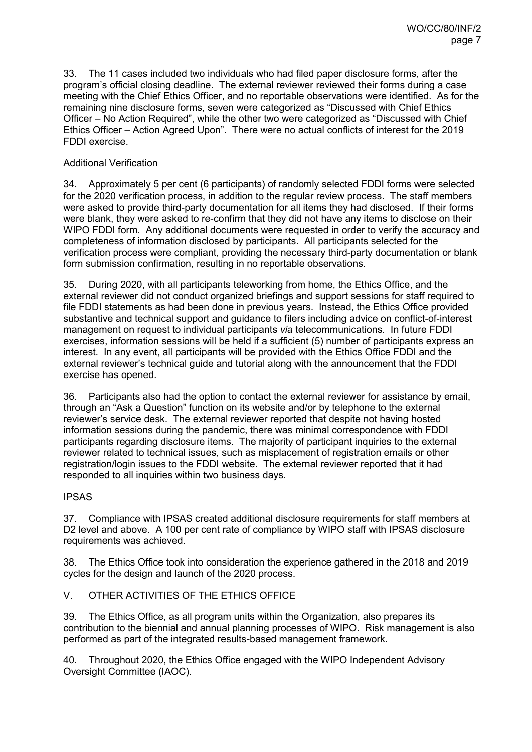33. The 11 cases included two individuals who had filed paper disclosure forms, after the program's official closing deadline. The external reviewer reviewed their forms during a case meeting with the Chief Ethics Officer, and no reportable observations were identified. As for the remaining nine disclosure forms, seven were categorized as "Discussed with Chief Ethics Officer – No Action Required", while the other two were categorized as "Discussed with Chief Ethics Officer – Action Agreed Upon". There were no actual conflicts of interest for the 2019 FDDI exercise.

Additional Verification

34. Approximately 5 per cent (6 participants) of randomly selected FDDI forms were selected for the 2020 verification process, in addition to the regular review process. The staff members were asked to provide third-party documentation for all items they had disclosed. If their forms were blank, they were asked to re-confirm that they did not have any items to disclose on their WIPO FDDI form. Any additional documents were requested in order to verify the accuracy and completeness of information disclosed by participants. All participants selected for the verification process were compliant, providing the necessary third-party documentation or blank form submission confirmation, resulting in no reportable observations.

35. During 2020, with all participants teleworking from home, the Ethics Office, and the external reviewer did not conduct organized briefings and support sessions for staff required to file FDDI statements as had been done in previous years. Instead, the Ethics Office provided substantive and technical support and guidance to filers including advice on conflict-of-interest management on request to individual participants *via* telecommunications. In future FDDI exercises, information sessions will be held if a sufficient (5) number of participants express an interest. In any event, all participants will be provided with the Ethics Office FDDI and the external reviewer's technical guide and tutorial along with the announcement that the FDDI exercise has opened.

36. Participants also had the option to contact the external reviewer for assistance by email, through an "Ask a Question" function on its website and/or by telephone to the external reviewer's service desk. The external reviewer reported that despite not having hosted information sessions during the pandemic, there was minimal correspondence with FDDI participants regarding disclosure items. The majority of participant inquiries to the external reviewer related to technical issues, such as misplacement of registration emails or other registration/login issues to the FDDI website. The external reviewer reported that it had responded to all inquiries within two business days.

IPSAS

37. Compliance with IPSAS created additional disclosure requirements for staff members at D2 level and above. A 100 per cent rate of compliance by WIPO staff with IPSAS disclosure requirements was achieved.

38. The Ethics Office took into consideration the experience gathered in the 2018 and 2019 cycles for the design and launch of the 2020 process.

## V. OTHER ACTIVITIES OF THE ETHICS OFFICE

39. The Ethics Office, as all program units within the Organization, also prepares its contribution to the biennial and annual planning processes of WIPO. Risk management is also performed as part of the integrated results-based management framework.

40. Throughout 2020, the Ethics Office engaged with the WIPO Independent Advisory Oversight Committee (IAOC).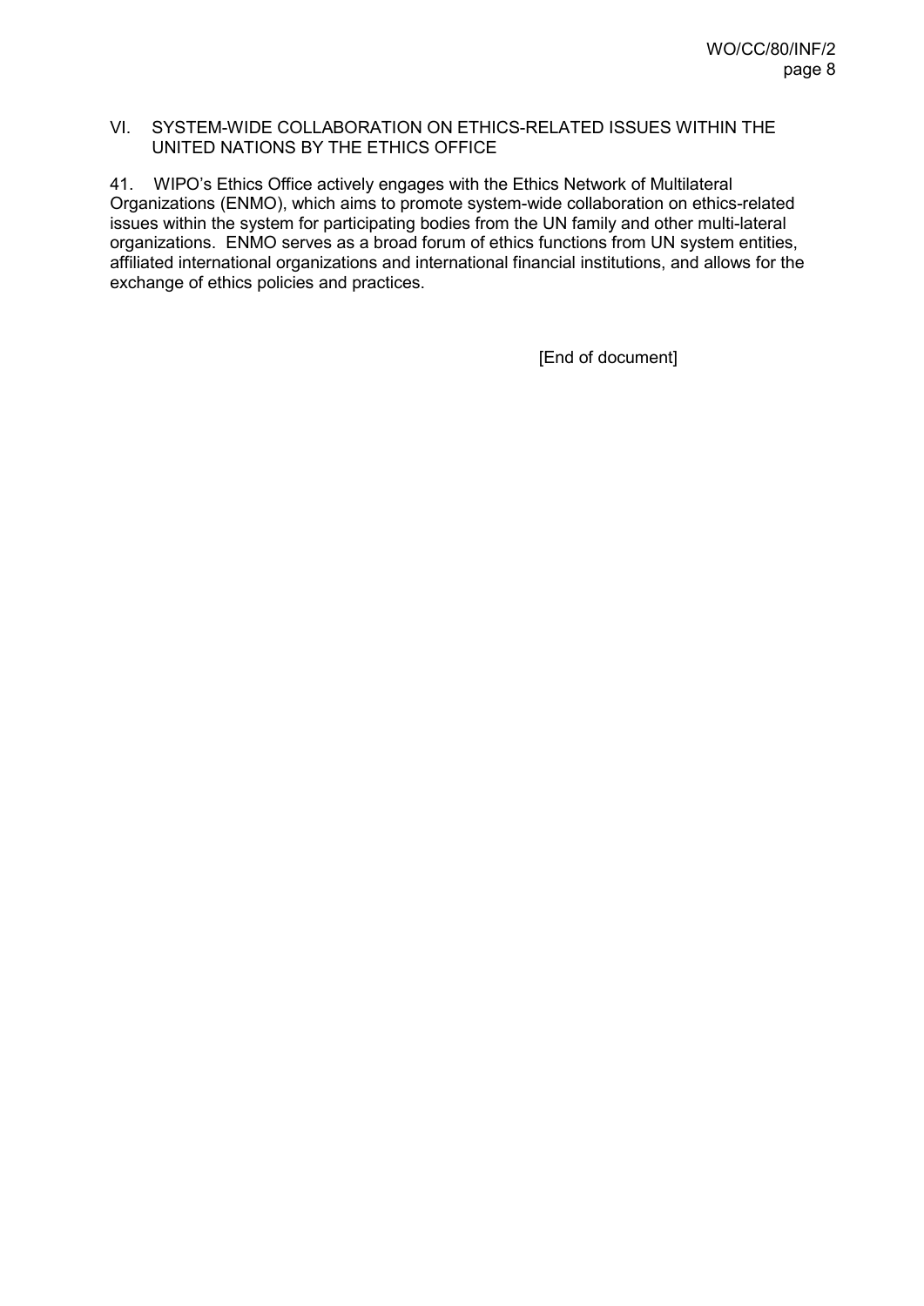## VI. SYSTEM-WIDE COLLABORATION ON ETHICS-RELATED ISSUES WITHIN THE UNITED NATIONS BY THE ETHICS OFFICE

41. WIPO's Ethics Office actively engages with the Ethics Network of Multilateral Organizations (ENMO), which aims to promote system-wide collaboration on ethics-related issues within the system for participating bodies from the UN family and other multi-lateral organizations. ENMO serves as a broad forum of ethics functions from UN system entities, affiliated international organizations and international financial institutions, and allows for the exchange of ethics policies and practices.

[End of document]